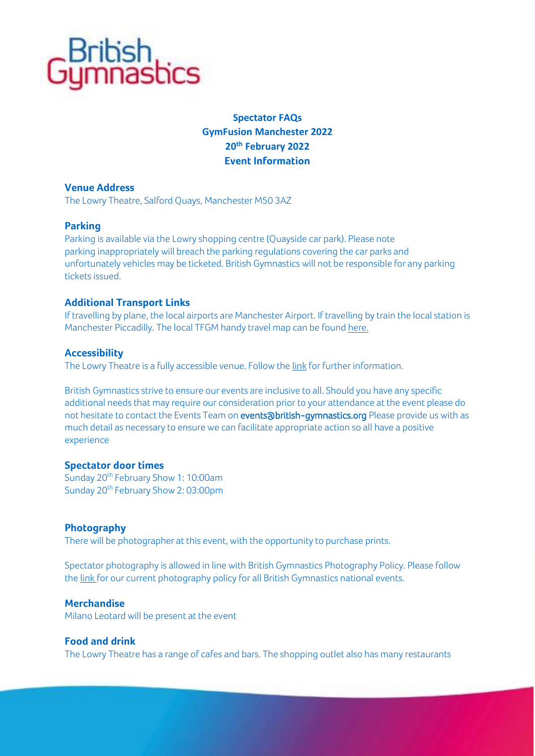British Gymnastics

# Spectator FAQs
# GymFusion Manchester 2022
# 20th February 2022
# Event Information

## Venue Address

The Lowry Theatre, Salford Quays, Manchester M50 3AZ

## Parking

Parking is available via the Lowry shopping centre (Quayside car park). Please note parking inappropriately will breach the parking regulations covering the car parks and unfortunately vehicles may be ticketed. British Gymnastics will not be responsible for any parking tickets issued.

## Additional Transport Links

If travelling by plane, the local airports are Manchester Airport. If travelling by train the local station is Manchester Piccadilly. The local TFGM handy travel map can be found here.

## Accessibility

The Lowry Theatre is a fully accessible venue. Follow the link for further information.

British Gymnastics strive to ensure our events are inclusive to all. Should you have any specific additional needs that may require our consideration prior to your attendance at the event please do not hesitate to contact the Events Team on **events@british-gymnastics.org** Please provide us with as much detail as necessary to ensure we can facilitate appropriate action so all have a positive experience

## Spectator door times

Sunday 20th February Show 1: 10:00am
Sunday 20th February Show 2: 03:00pm

## Photography

There will be photographer at this event, with the opportunity to purchase prints.

Spectator photography is allowed in line with British Gymnastics Photography Policy. Please follow the link for our current photography policy for all British Gymnastics national events.

## Merchandise

Milano Leotard will be present at the event

## Food and drink

The Lowry Theatre has a range of cafes and bars. The shopping outlet also has many restaurants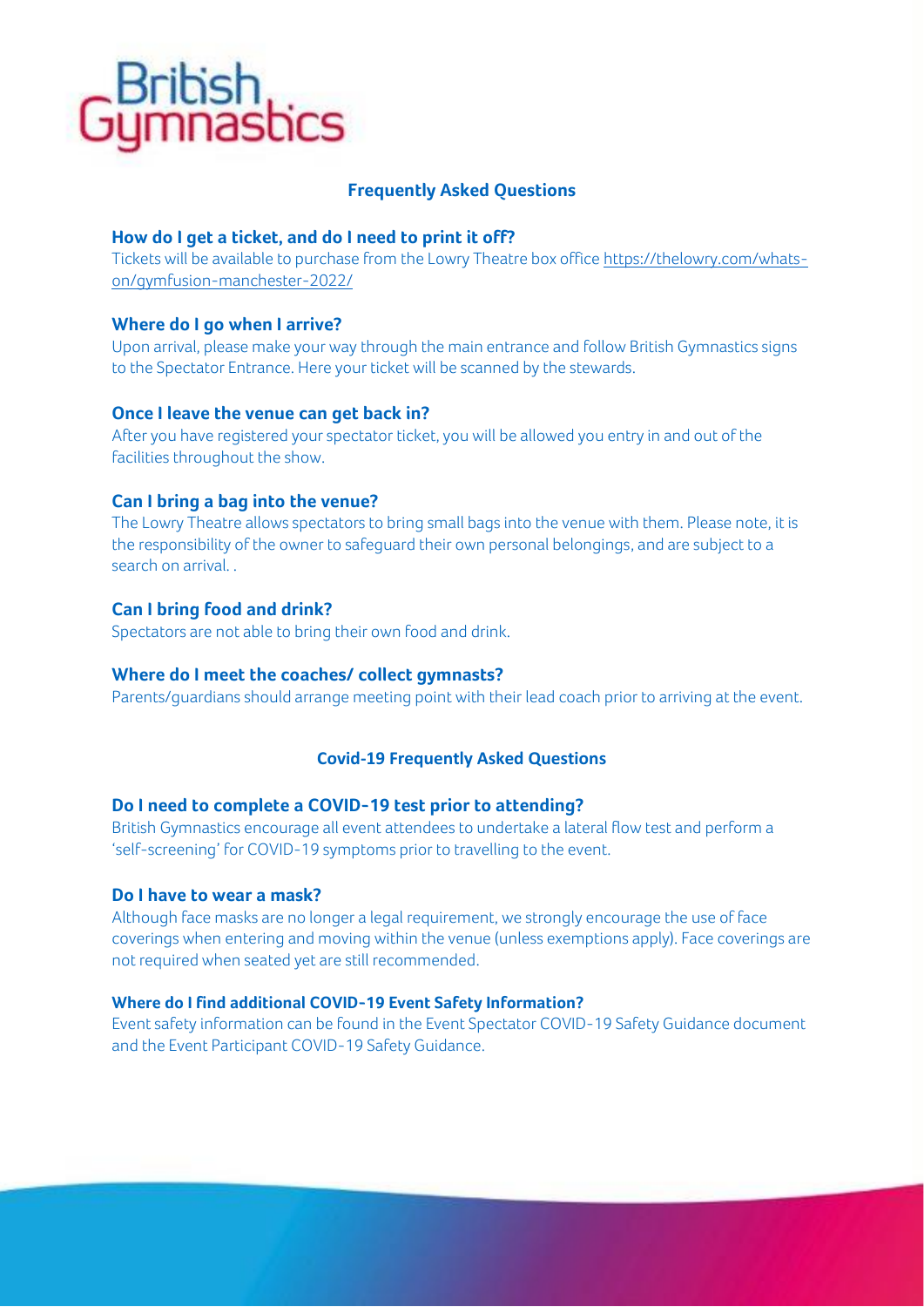British Gymnastics

## Frequently Asked Questions

### How do I get a ticket, and do I need to print it off?

Tickets will be available to purchase from the Lowry Theatre box office [https://thelowry.com/whats-on/gymfusion-manchester-2022/](https://thelowry.com/whats-on/gymfusion-manchester-2022/)

### Where do I go when I arrive?

Upon arrival, please make your way through the main entrance and follow British Gymnastics signs to the Spectator Entrance. Here your ticket will be scanned by the stewards.

### Once I leave the venue can get back in?

After you have registered your spectator ticket, you will be allowed you entry in and out of the facilities throughout the show.

### Can I bring a bag into the venue?

The Lowry Theatre allows spectators to bring small bags into the venue with them. Please note, it is the responsibility of the owner to safeguard their own personal belongings, and are subject to a search on arrival. .

### Can I bring food and drink?

Spectators are not able to bring their own food and drink.

### Where do I meet the coaches/ collect gymnasts?

Parents/guardians should arrange meeting point with their lead coach prior to arriving at the event.

## Covid-19 Frequently Asked Questions

### Do I need to complete a COVID-19 test prior to attending?

British Gymnastics encourage all event attendees to undertake a lateral flow test and perform a 'self-screening' for COVID-19 symptoms prior to travelling to the event.

### Do I have to wear a mask?

Although face masks are no longer a legal requirement, we strongly encourage the use of face coverings when entering and moving within the venue (unless exemptions apply). Face coverings are not required when seated yet are still recommended.

### Where do I find additional COVID-19 Event Safety Information?

Event safety information can be found in the Event Spectator COVID-19 Safety Guidance document and the Event Participant COVID-19 Safety Guidance.